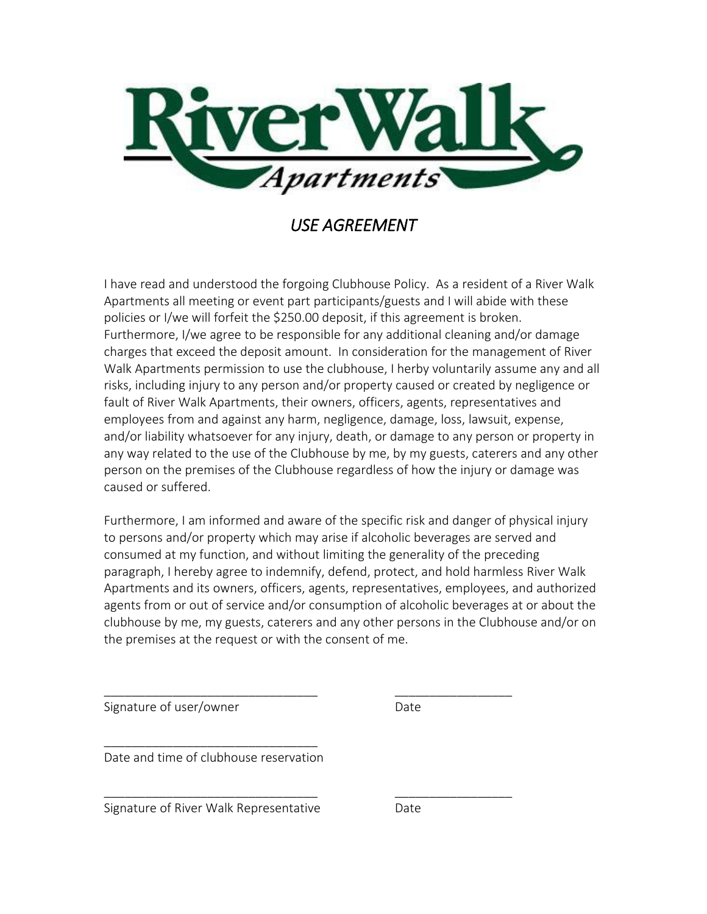# River Walk Apartments

## *USE AGREEMENT*

I have read and understood the forgoing Clubhouse Policy. As a resident of a River Walk Apartments all meeting or event part participants/guests and I will abide with these policies or I/we will forfeit the $250.00 deposit, if this agreement is broken. Furthermore, I/we agree to be responsible for any additional cleaning and/or damage charges that exceed the deposit amount. In consideration for the management of River Walk Apartments permission to use the clubhouse, I herby voluntarily assume any and all risks, including injury to any person and/or property caused or created by negligence or fault of River Walk Apartments, their owners, officers, agents, representatives and employees from and against any harm, negligence, damage, loss, lawsuit, expense, and/or liability whatsoever for any injury, death, or damage to any person or property in any way related to the use of the Clubhouse by me, by my guests, caterers and any other person on the premises of the Clubhouse regardless of how the injury or damage was caused or suffered.

Furthermore, I am informed and aware of the specific risk and danger of physical injury to persons and/or property which may arise if alcoholic beverages are served and consumed at my function, and without limiting the generality of the preceding paragraph, I hereby agree to indemnify, defend, protect, and hold harmless River Walk Apartments and its owners, officers, agents, representatives, employees, and authorized agents from or out of service and/or consumption of alcoholic beverages at or about the clubhouse by me, my guests, caterers and any other persons in the Clubhouse and/or on the premises at the request or with the consent of me.

_______________________________ _________________

Signature of user/owner Date

_______________________________

Date and time of clubhouse reservation

_______________________________ _________________

Signature of River Walk Representative Date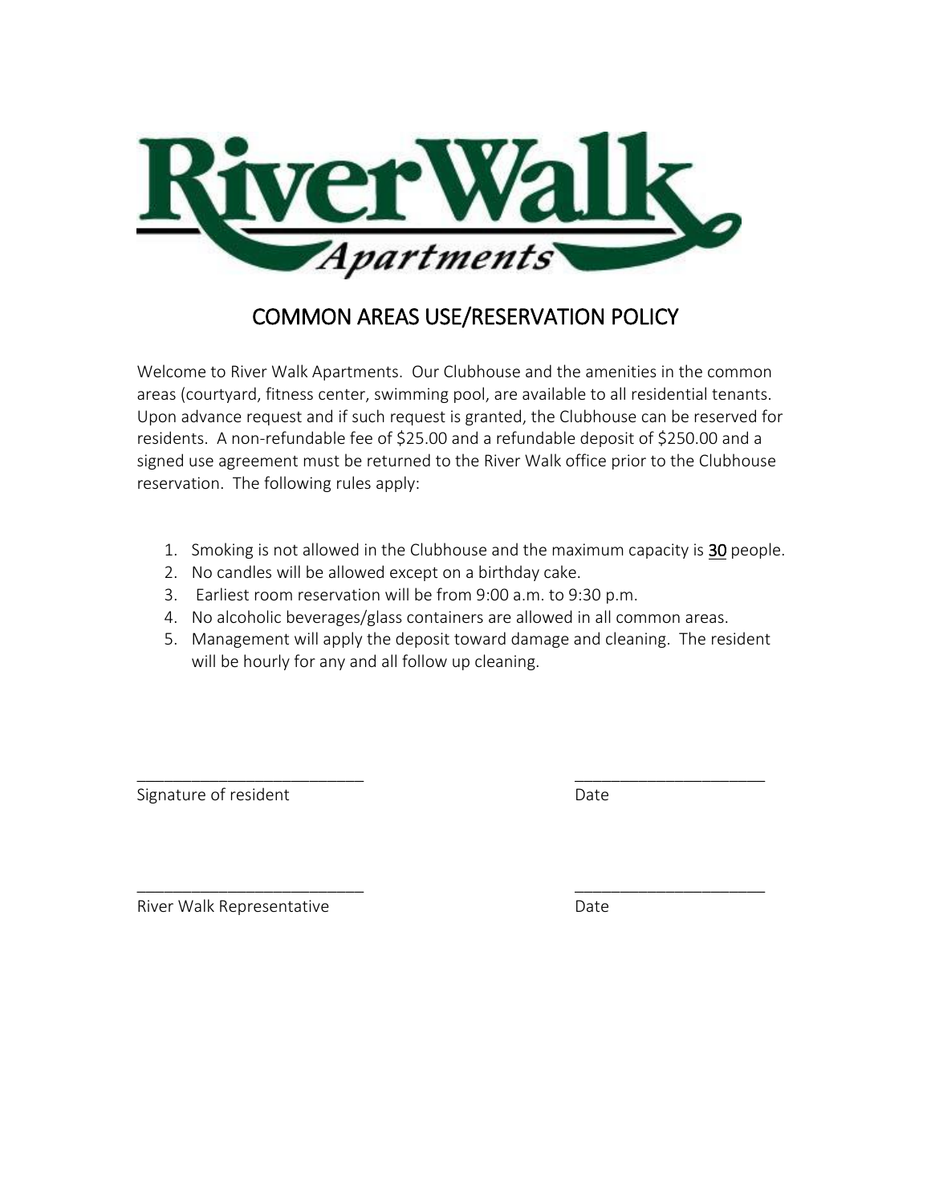# River Walk Apartments

## COMMON AREAS USE/RESERVATION POLICY

Welcome to River Walk Apartments. Our Clubhouse and the amenities in the common areas (courtyard, fitness center, swimming pool, are available to all residential tenants. Upon advance request and if such request is granted, the Clubhouse can be reserved for residents. A non-refundable fee of $25.00 and a refundable deposit of $250.00 and a signed use agreement must be returned to the River Walk office prior to the Clubhouse reservation. The following rules apply:

1. Smoking is not allowed in the Clubhouse and the maximum capacity is **30** people.
2. No candles will be allowed except on a birthday cake.
3. Earliest room reservation will be from 9:00 a.m. to 9:30 p.m.
4. No alcoholic beverages/glass containers are allowed in all common areas.
5. Management will apply the deposit toward damage and cleaning. The resident will be hourly for any and all follow up cleaning.

_________________________ _____________________

Signature of resident Date

_________________________ _____________________

River Walk Representative Date